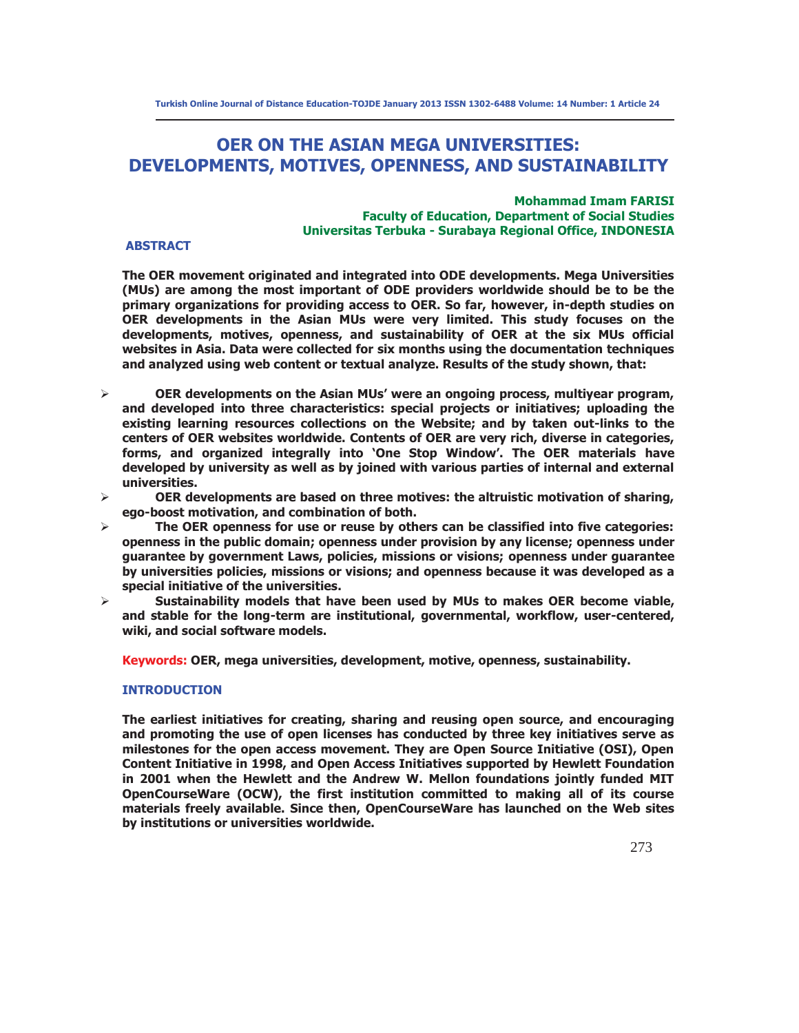# OER ON THE ASIAN MEGA UNIVERSITIES: DEVELOPMENTS, MOTIVES, OPENNESS, AND SUSTAINABILITY

**Mohammad Imam FARISI**
**Faculty of Education, Department of Social Studies**
**Universitas Terbuka - Surabaya Regional Office, INDONESIA**

## ABSTRACT

**The OER movement originated and integrated into ODE developments. Mega Universities (MUs) are among the most important of ODE providers worldwide should be to be the primary organizations for providing access to OER. So far, however, in-depth studies on OER developments in the Asian MUs were very limited. This study focuses on the developments, motives, openness, and sustainability of OER at the six MUs official websites in Asia. Data were collected for six months using the documentation techniques and analyzed using web content or textual analyze. Results of the study shown, that:**

- **OER developments on the Asian MUs' were an ongoing process, multiyear program, and developed into three characteristics: special projects or initiatives; uploading the existing learning resources collections on the Website; and by taken out-links to the centers of OER websites worldwide. Contents of OER are very rich, diverse in categories, forms, and organized integrally into 'One Stop Window'. The OER materials have developed by university as well as by joined with various parties of internal and external universities.**
- **OER developments are based on three motives: the altruistic motivation of sharing, ego-boost motivation, and combination of both.**
- **The OER openness for use or reuse by others can be classified into five categories: openness in the public domain; openness under provision by any license; openness under guarantee by government Laws, policies, missions or visions; openness under guarantee by universities policies, missions or visions; and openness because it was developed as a special initiative of the universities.**
- **Sustainability models that have been used by MUs to makes OER become viable, and stable for the long-term are institutional, governmental, workflow, user-centered, wiki, and social software models.**

**Keywords:** **OER, mega universities, development, motive, openness, sustainability.**

## INTRODUCTION

**The earliest initiatives for creating, sharing and reusing open source, and encouraging and promoting the use of open licenses has conducted by three key initiatives serve as milestones for the open access movement. They are Open Source Initiative (OSI), Open Content Initiative in 1998, and Open Access Initiatives supported by Hewlett Foundation in 2001 when the Hewlett and the Andrew W. Mellon foundations jointly funded MIT OpenCourseWare (OCW), the first institution committed to making all of its course materials freely available. Since then, OpenCourseWare has launched on the Web sites by institutions or universities worldwide.**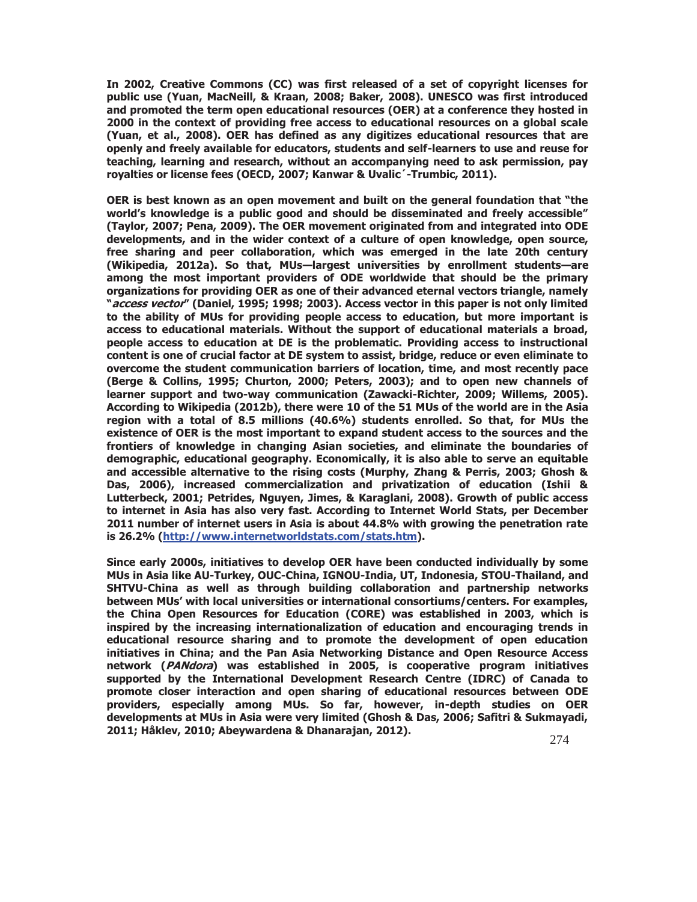**In 2002, Creative Commons (CC) was first released of a set of copyright licenses for public use (Yuan, MacNeill, & Kraan, 2008; Baker, 2008). UNESCO was first introduced and promoted the term open educational resources (OER) at a conference they hosted in 2000 in the context of providing free access to educational resources on a global scale (Yuan, et al., 2008). OER has defined as any digitizes educational resources that are openly and freely available for educators, students and self-learners to use and reuse for teaching, learning and research, without an accompanying need to ask permission, pay royalties or license fees (OECD, 2007; Kanwar & Uvalic´-Trumbic, 2011).**

**OER is best known as an open movement and built on the general foundation that "the world's knowledge is a public good and should be disseminated and freely accessible" (Taylor, 2007; Pena, 2009). The OER movement originated from and integrated into ODE developments, and in the wider context of a culture of open knowledge, open source, free sharing and peer collaboration, which was emerged in the late 20th century (Wikipedia, 2012a). So that, MUs—largest universities by enrollment students—are among the most important providers of ODE worldwide that should be the primary organizations for providing OER as one of their advanced eternal vectors triangle, namely "*access vector*" (Daniel, 1995; 1998; 2003). Access vector in this paper is not only limited to the ability of MUs for providing people access to education, but more important is access to educational materials. Without the support of educational materials a broad, people access to education at DE is the problematic. Providing access to instructional content is one of crucial factor at DE system to assist, bridge, reduce or even eliminate to overcome the student communication barriers of location, time, and most recently pace (Berge & Collins, 1995; Churton, 2000; Peters, 2003); and to open new channels of learner support and two-way communication (Zawacki-Richter, 2009; Willems, 2005). According to Wikipedia (2012b), there were 10 of the 51 MUs of the world are in the Asia region with a total of 8.5 millions (40.6%) students enrolled. So that, for MUs the existence of OER is the most important to expand student access to the sources and the frontiers of knowledge in changing Asian societies, and eliminate the boundaries of demographic, educational geography. Economically, it is also able to serve an equitable and accessible alternative to the rising costs (Murphy, Zhang & Perris, 2003; Ghosh & Das, 2006), increased commercialization and privatization of education (Ishii & Lutterbeck, 2001; Petrides, Nguyen, Jimes, & Karaglani, 2008). Growth of public access to internet in Asia has also very fast. According to Internet World Stats, per December 2011 number of internet users in Asia is about 44.8% with growing the penetration rate is 26.2% (http://www.internetworldstats.com/stats.htm).**

**Since early 2000s, initiatives to develop OER have been conducted individually by some MUs in Asia like AU-Turkey, OUC-China, IGNOU-India, UT, Indonesia, STOU-Thailand, and SHTVU-China as well as through building collaboration and partnership networks between MUs' with local universities or international consortiums/centers. For examples, the China Open Resources for Education (CORE) was established in 2003, which is inspired by the increasing internationalization of education and encouraging trends in educational resource sharing and to promote the development of open education initiatives in China; and the Pan Asia Networking Distance and Open Resource Access network (*PANdora*) was established in 2005, is cooperative program initiatives supported by the International Development Research Centre (IDRC) of Canada to promote closer interaction and open sharing of educational resources between ODE providers, especially among MUs. So far, however, in-depth studies on OER developments at MUs in Asia were very limited (Ghosh & Das, 2006; Safitri & Sukmayadi, 2011; Håklev, 2010; Abeywardena & Dhanarajan, 2012).**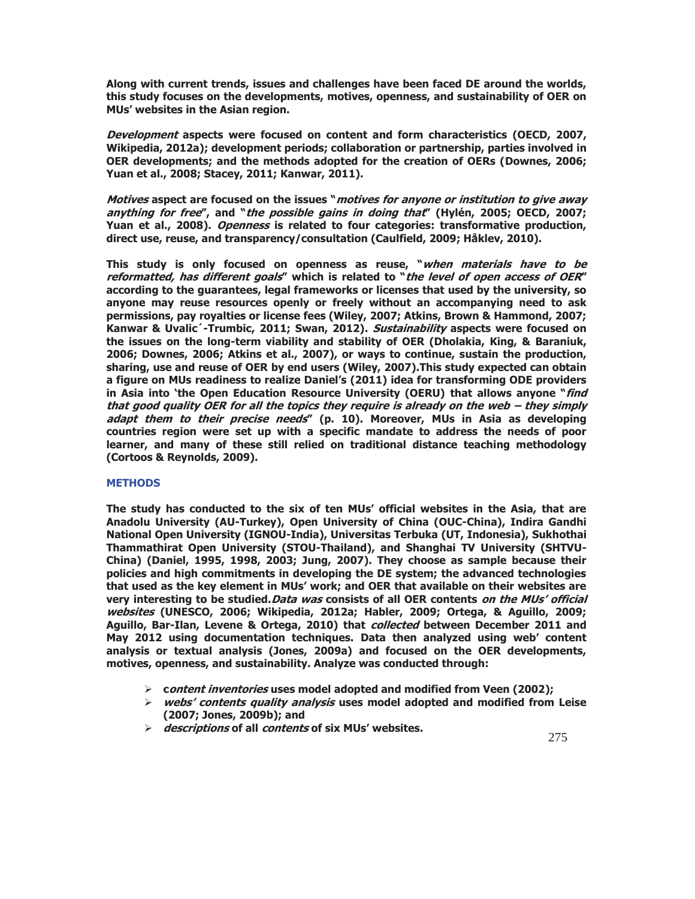**Along with current trends, issues and challenges have been faced DE around the worlds, this study focuses on the developments, motives, openness, and sustainability of OER on MUs' websites in the Asian region.**

***Development*** **aspects were focused on content and form characteristics (OECD, 2007, Wikipedia, 2012a); development periods; collaboration or partnership, parties involved in OER developments; and the methods adopted for the creation of OERs (Downes, 2006; Yuan et al., 2008; Stacey, 2011; Kanwar, 2011).**

***Motives*** **aspect are focused on the issues "*motives for anyone or institution to give away anything for free*", and "*the possible gains in doing that*" (Hylén, 2005; OECD, 2007; Yuan et al., 2008).** ***Openness*** **is related to four categories: transformative production, direct use, reuse, and transparency/consultation (Caulfield, 2009; Håklev, 2010).**

**This study is only focused on openness as reuse, "*when materials have to be reformatted, has different goals*" which is related to "*the level of open access of OER*" according to the guarantees, legal frameworks or licenses that used by the university, so anyone may reuse resources openly or freely without an accompanying need to ask permissions, pay royalties or license fees (Wiley, 2007; Atkins, Brown & Hammond, 2007; Kanwar & Uvalic´-Trumbic, 2011; Swan, 2012).** ***Sustainability*** **aspects were focused on the issues on the long-term viability and stability of OER (Dholakia, King, & Baraniuk, 2006; Downes, 2006; Atkins et al., 2007), or ways to continue, sustain the production, sharing, use and reuse of OER by end users (Wiley, 2007).This study expected can obtain a figure on MUs readiness to realize Daniel's (2011) idea for transforming ODE providers in Asia into 'the Open Education Resource University (OERU) that allows anyone "*find that good quality OER for all the topics they require is already on the web – they simply adapt them to their precise needs*" (p. 10). Moreover, MUs in Asia as developing countries region were set up with a specific mandate to address the needs of poor learner, and many of these still relied on traditional distance teaching methodology (Cortoos & Reynolds, 2009).**

## METHODS

**The study has conducted to the six of ten MUs' official websites in the Asia, that are Anadolu University (AU-Turkey), Open University of China (OUC-China), Indira Gandhi National Open University (IGNOU-India), Universitas Terbuka (UT, Indonesia), Sukhothai Thammathirat Open University (STOU-Thailand), and Shanghai TV University (SHTVU-China) (Daniel, 1995, 1998, 2003; Jung, 2007). They choose as sample because their policies and high commitments in developing the DE system; the advanced technologies that used as the key element in MUs' work; and OER that available on their websites are very interesting to be studied.*Data was* consists of all OER contents *on the MUs' official websites* (UNESCO, 2006; Wikipedia, 2012a; Habler, 2009; Ortega, & Aguillo, 2009; Aguillo, Bar-Ilan, Levene & Ortega, 2010) that *collected* between December 2011 and May 2012 using documentation techniques. Data then analyzed using web' content analysis or textual analysis (Jones, 2009a) and focused on the OER developments, motives, openness, and sustainability. Analyze was conducted through:**

- **c*ontent inventories* uses model adopted and modified from Veen (2002);**
- ***webs' contents quality analysis* uses model adopted and modified from Leise (2007; Jones, 2009b); and**
- ***descriptions* of all *contents* of six MUs' websites.**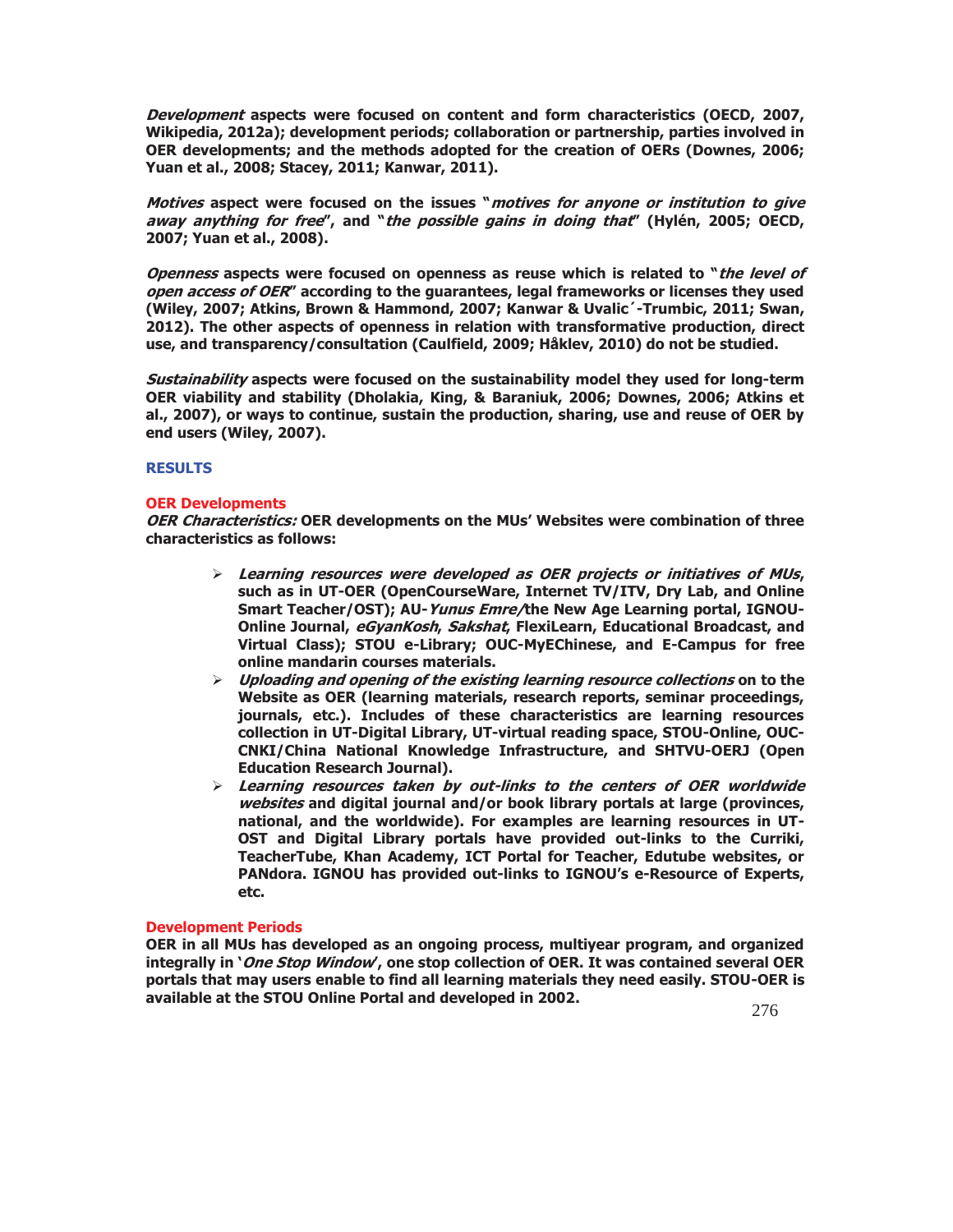***Development*** **aspects were focused on content and form characteristics (OECD, 2007, Wikipedia, 2012a); development periods; collaboration or partnership, parties involved in OER developments; and the methods adopted for the creation of OERs (Downes, 2006; Yuan et al., 2008; Stacey, 2011; Kanwar, 2011).**

***Motives*** **aspect were focused on the issues "*motives for anyone or institution to give away anything for free*", and "*the possible gains in doing that*" (Hylén, 2005; OECD, 2007; Yuan et al., 2008).**

***Openness*** **aspects were focused on openness as reuse which is related to "*the level of open access of OER*" according to the guarantees, legal frameworks or licenses they used (Wiley, 2007; Atkins, Brown & Hammond, 2007; Kanwar & Uvalic´-Trumbic, 2011; Swan, 2012). The other aspects of openness in relation with transformative production, direct use, and transparency/consultation (Caulfield, 2009; Håklev, 2010) do not be studied.**

***Sustainability*** **aspects were focused on the sustainability model they used for long-term OER viability and stability (Dholakia, King, & Baraniuk, 2006; Downes, 2006; Atkins et al., 2007), or ways to continue, sustain the production, sharing, use and reuse of OER by end users (Wiley, 2007).**

## RESULTS

### OER Developments

***OER Characteristics:*** **OER developments on the MUs' Websites were combination of three characteristics as follows:**

- ***Learning resources were developed as OER projects or initiatives of MUs*, such as in UT-OER (OpenCourseWare, Internet TV/ITV, Dry Lab, and Online Smart Teacher/OST); AU-*Yunus Emre/*the New Age Learning portal, IGNOU-Online Journal, *eGyanKosh*, *Sakshat*, FlexiLearn, Educational Broadcast, and Virtual Class); STOU e-Library; OUC-MyEChinese, and E-Campus for free online mandarin courses materials.**
- ***Uploading and opening of the existing learning resource collections* on to the Website as OER (learning materials, research reports, seminar proceedings, journals, etc.). Includes of these characteristics are learning resources collection in UT-Digital Library, UT-virtual reading space, STOU-Online, OUC-CNKI/China National Knowledge Infrastructure, and SHTVU-OERJ (Open Education Research Journal).**
- ***Learning resources taken by out-links to the centers of OER worldwide websites* and digital journal and/or book library portals at large (provinces, national, and the worldwide). For examples are learning resources in UT-OST and Digital Library portals have provided out-links to the Curriki, TeacherTube, Khan Academy, ICT Portal for Teacher, Edutube websites, or PANdora. IGNOU has provided out-links to IGNOU's e-Resource of Experts, etc.**

### Development Periods

**OER in all MUs has developed as an ongoing process, multiyear program, and organized integrally in '*One Stop Window*', one stop collection of OER. It was contained several OER portals that may users enable to find all learning materials they need easily. STOU-OER is available at the STOU Online Portal and developed in 2002.**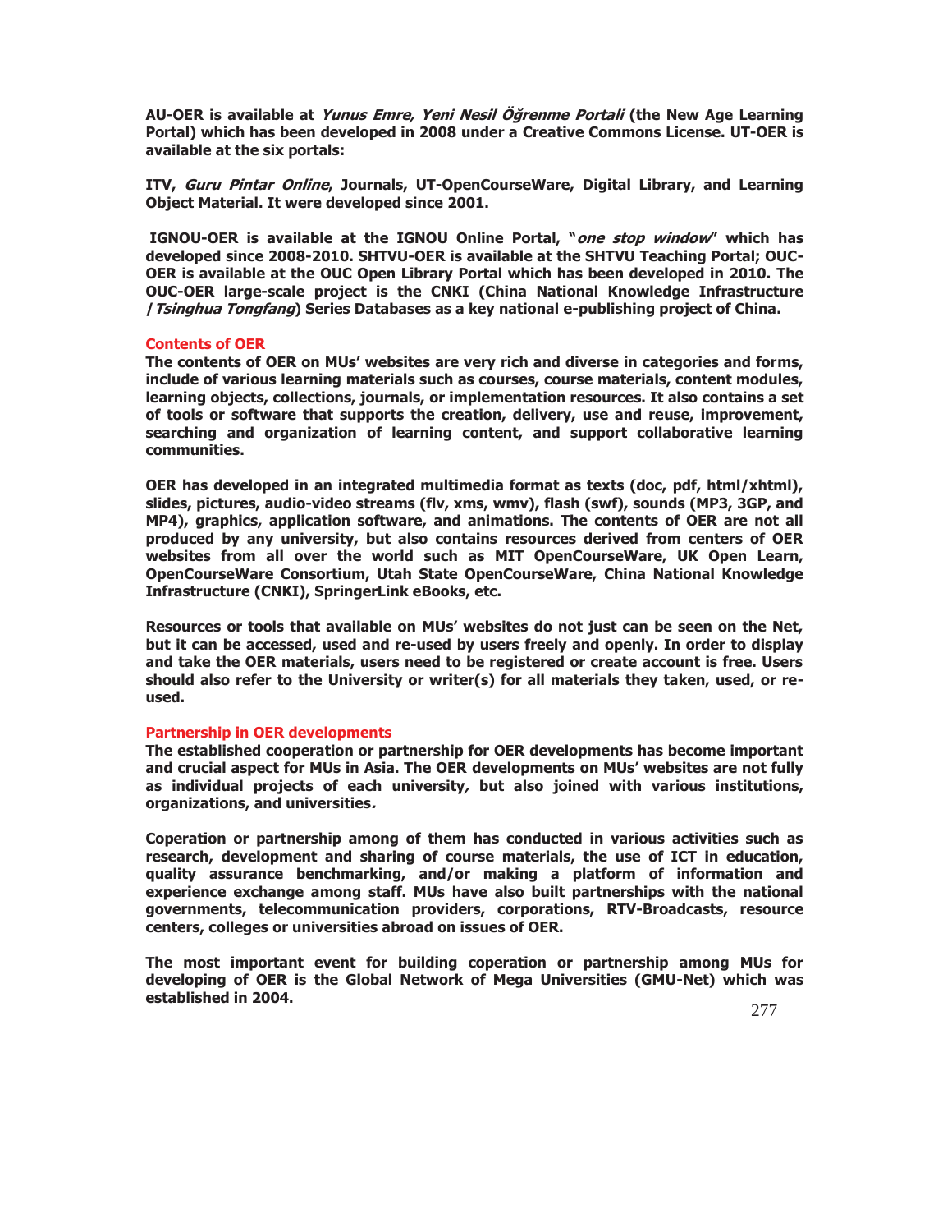**AU-OER is available at *Yunus Emre, Yeni Nesil Öğrenme Portali* (the New Age Learning Portal) which has been developed in 2008 under a Creative Commons License. UT-OER is available at the six portals:**

**ITV, *Guru Pintar Online*, Journals, UT-OpenCourseWare, Digital Library, and Learning Object Material. It were developed since 2001.**

**IGNOU-OER is available at the IGNOU Online Portal, "*one stop window*" which has developed since 2008-2010. SHTVU-OER is available at the SHTVU Teaching Portal; OUC-OER is available at the OUC Open Library Portal which has been developed in 2010. The OUC-OER large-scale project is the CNKI (China National Knowledge Infrastructure /*Tsinghua Tongfang*) Series Databases as a key national e-publishing project of China.**

## Contents of OER

**The contents of OER on MUs' websites are very rich and diverse in categories and forms, include of various learning materials such as courses, course materials, content modules, learning objects, collections, journals, or implementation resources. It also contains a set of tools or software that supports the creation, delivery, use and reuse, improvement, searching and organization of learning content, and support collaborative learning communities.**

**OER has developed in an integrated multimedia format as texts (doc, pdf, html/xhtml), slides, pictures, audio-video streams (flv, xms, wmv), flash (swf), sounds (MP3, 3GP, and MP4), graphics, application software, and animations. The contents of OER are not all produced by any university, but also contains resources derived from centers of OER websites from all over the world such as MIT OpenCourseWare, UK Open Learn, OpenCourseWare Consortium, Utah State OpenCourseWare, China National Knowledge Infrastructure (CNKI), SpringerLink eBooks, etc.**

**Resources or tools that available on MUs' websites do not just can be seen on the Net, but it can be accessed, used and re-used by users freely and openly. In order to display and take the OER materials, users need to be registered or create account is free. Users should also refer to the University or writer(s) for all materials they taken, used, or re-used.**

## Partnership in OER developments

**The established cooperation or partnership for OER developments has become important and crucial aspect for MUs in Asia. The OER developments on MUs' websites are not fully as individual projects of each university*,* but also joined with various institutions, organizations, and universities*.***

**Coperation or partnership among of them has conducted in various activities such as research, development and sharing of course materials, the use of ICT in education, quality assurance benchmarking, and/or making a platform of information and experience exchange among staff. MUs have also built partnerships with the national governments, telecommunication providers, corporations, RTV-Broadcasts, resource centers, colleges or universities abroad on issues of OER.**

**The most important event for building coperation or partnership among MUs for developing of OER is the Global Network of Mega Universities (GMU-Net) which was established in 2004.**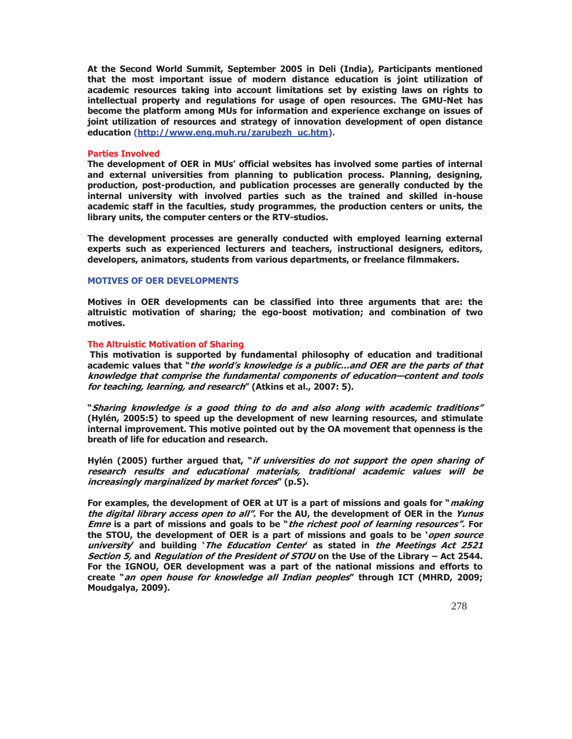**At the Second World Summit, September 2005 in Deli (India), Participants mentioned that the most important issue of modern distance education is joint utilization of academic resources taking into account limitations set by existing laws on rights to intellectual property and regulations for usage of open resources. The GMU-Net has become the platform among MUs for information and experience exchange on issues of joint utilization of resources and strategy of innovation development of open distance education (http://www.eng.muh.ru/zarubezh_uc.htm).**

### Parties Involved

**The development of OER in MUs' official websites has involved some parties of internal and external universities from planning to publication process. Planning, designing, production, post-production, and publication processes are generally conducted by the internal university with involved parties such as the trained and skilled in-house academic staff in the faculties, study programmes, the production centers or units, the library units, the computer centers or the RTV-studios.**

**The development processes are generally conducted with employed learning external experts such as experienced lecturers and teachers, instructional designers, editors, developers, animators, students from various departments, or freelance filmmakers.**

## MOTIVES OF OER DEVELOPMENTS

**Motives in OER developments can be classified into three arguments that are: the altruistic motivation of sharing; the ego-boost motivation; and combination of two motives.**

### The Altruistic Motivation of Sharing

**This motivation is supported by fundamental philosophy of education and traditional academic values that "*the world's knowledge is a public…and OER are the parts of that knowledge that comprise the fundamental components of education—content and tools for teaching, learning, and research*" (Atkins et al., 2007: 5).**

**"*Sharing knowledge is a good thing to do and also along with academic traditions*" (Hylén, 2005:5) to speed up the development of new learning resources, and stimulate internal improvement. This motive pointed out by the OA movement that openness is the breath of life for education and research.**

**Hylén (2005) further argued that, "*if universities do not support the open sharing of research results and educational materials, traditional academic values will be increasingly marginalized by market forces*" (p.5).**

**For examples, the development of OER at UT is a part of missions and goals for "*making the digital library access open to all*". For the AU, the development of OER in the *Yunus Emre* is a part of missions and goals to be "*the richest pool of learning resources*". For the STOU, the development of OER is a part of missions and goals to be '*open source university*' and building '*The Education Center*' as stated in *the Meetings Act 2521 Section 5,* and *Regulation of the President of STOU* on the Use of the Library – Act 2544. For the IGNOU, OER development was a part of the national missions and efforts to create "*an open house for knowledge all Indian peoples*" through ICT (MHRD, 2009; Moudgalya, 2009).**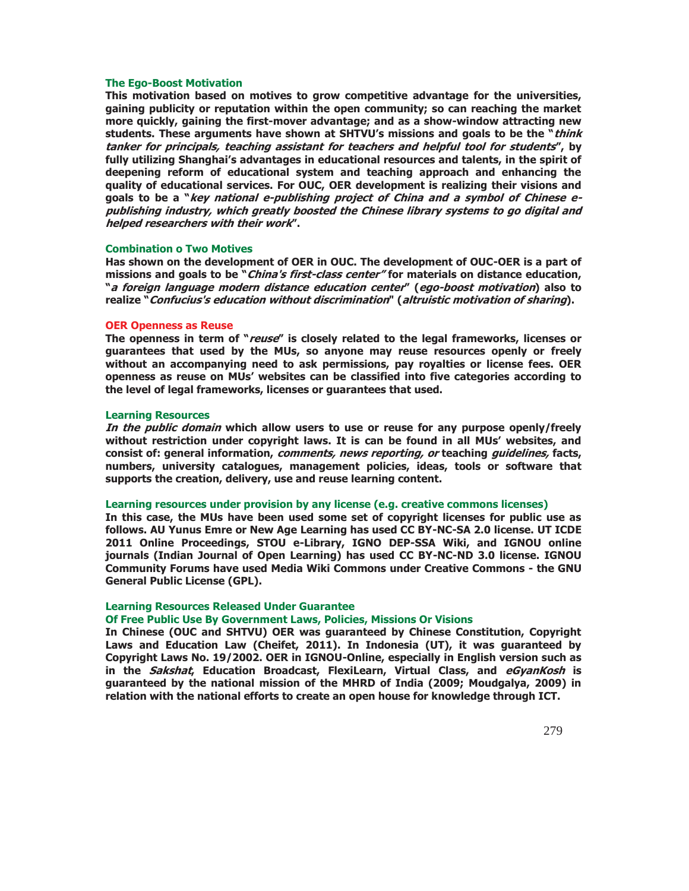### The Ego-Boost Motivation

**This motivation based on motives to grow competitive advantage for the universities, gaining publicity or reputation within the open community; so can reaching the market more quickly, gaining the first-mover advantage; and as a show-window attracting new students. These arguments have shown at SHTVU's missions and goals to be the "*think tanker for principals, teaching assistant for teachers and helpful tool for students*", by fully utilizing Shanghai's advantages in educational resources and talents, in the spirit of deepening reform of educational system and teaching approach and enhancing the quality of educational services. For OUC, OER development is realizing their visions and goals to be a "*key national e-publishing project of China and a symbol of Chinese e-publishing industry, which greatly boosted the Chinese library systems to go digital and helped researchers with their work*".**

### Combination o Two Motives

**Has shown on the development of OER in OUC. The development of OUC-OER is a part of missions and goals to be "*China's first-class center"* for materials on distance education, "*a foreign language modern distance education center*" (*ego-boost motivation*) also to realize "*Confucius's education without discrimination*" (*altruistic motivation of sharing*).**

### OER Openness as Reuse

**The openness in term of "*reuse*" is closely related to the legal frameworks, licenses or guarantees that used by the MUs, so anyone may reuse resources openly or freely without an accompanying need to ask permissions, pay royalties or license fees. OER openness as reuse on MUs' websites can be classified into five categories according to the level of legal frameworks, licenses or guarantees that used.**

### Learning Resources

***In the public domain* which allow users to use or reuse for any purpose openly/freely without restriction under copyright laws. It is can be found in all MUs' websites, and consist of: general information, *comments, news reporting, or* teaching *guidelines,* facts, numbers, university catalogues, management policies, ideas, tools or software that supports the creation, delivery, use and reuse learning content.**

### Learning resources under provision by any license (e.g. creative commons licenses)

**In this case, the MUs have been used some set of copyright licenses for public use as follows. AU Yunus Emre or New Age Learning has used CC BY-NC-SA 2.0 license. UT ICDE 2011 Online Proceedings, STOU e-Library, IGNO DEP-SSA Wiki, and IGNOU online journals (Indian Journal of Open Learning) has used CC BY-NC-ND 3.0 license. IGNOU Community Forums have used Media Wiki Commons under Creative Commons - the GNU General Public License (GPL).**

### Learning Resources Released Under Guarantee Of Free Public Use By Government Laws, Policies, Missions Or Visions

**In Chinese (OUC and SHTVU) OER was guaranteed by Chinese Constitution, Copyright Laws and Education Law (Cheifet, 2011). In Indonesia (UT), it was guaranteed by Copyright Laws No. 19/2002. OER in IGNOU-Online, especially in English version such as in the *Sakshat*, Education Broadcast, FlexiLearn, Virtual Class, and *eGyanKosh* is guaranteed by the national mission of the MHRD of India (2009; Moudgalya, 2009) in relation with the national efforts to create an open house for knowledge through ICT.**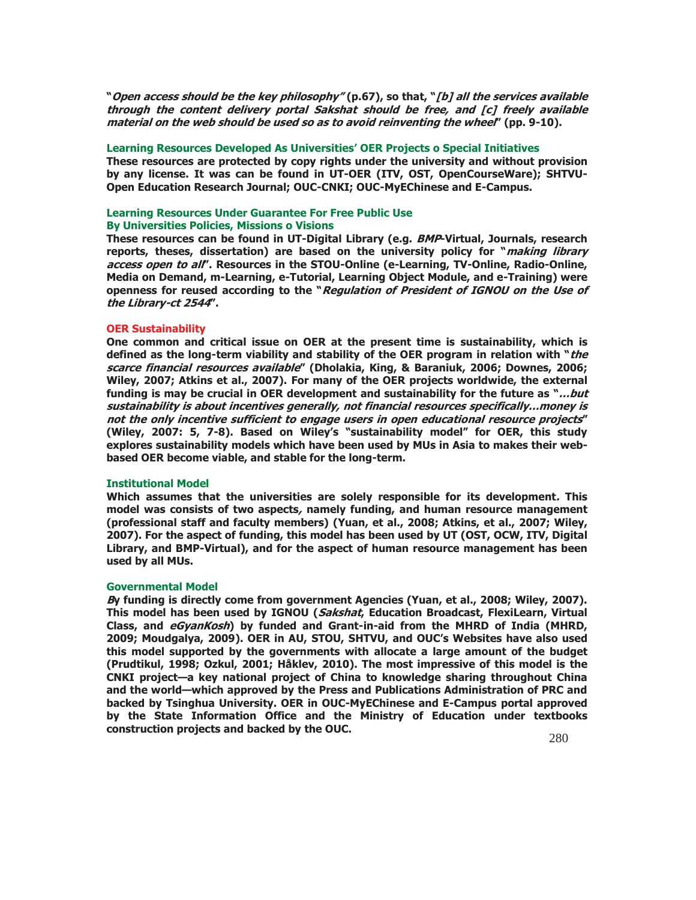"*Open access should be the key philosophy"* (p.67), so that, "*[b] all the services available through the content delivery portal Sakshat should be free, and [c] freely available material on the web should be used so as to avoid reinventing the wheel*" (pp. 9-10).

### Learning Resources Developed As Universities' OER Projects o Special Initiatives

These resources are protected by copy rights under the university and without provision by any license. It was can be found in UT-OER (ITV, OST, OpenCourseWare); SHTVU-Open Education Research Journal; OUC-CNKI; OUC-MyEChinese and E-Campus.

### Learning Resources Under Guarantee For Free Public Use By Universities Policies, Missions o Visions

These resources can be found in UT-Digital Library (e.g. *BMP*-Virtual, Journals, research reports, theses, dissertation) are based on the university policy for "*making library access open to all*". Resources in the STOU-Online (e-Learning, TV-Online, Radio-Online, Media on Demand, m-Learning, e-Tutorial, Learning Object Module, and e-Training) were openness for reused according to the "*Regulation of President of IGNOU on the Use of the Library-ct 2544*".

## OER Sustainability

One common and critical issue on OER at the present time is sustainability, which is defined as the long-term viability and stability of the OER program in relation with "*the scarce financial resources available*" (Dholakia, King, & Baraniuk, 2006; Downes, 2006; Wiley, 2007; Atkins et al., 2007). For many of the OER projects worldwide, the external funding is may be crucial in OER development and sustainability for the future as "*…but sustainability is about incentives generally, not financial resources specifically…money is not the only incentive sufficient to engage users in open educational resource projects*" (Wiley, 2007: 5, 7-8). Based on Wiley's "sustainability model" for OER, this study explores sustainability models which have been used by MUs in Asia to makes their web-based OER become viable, and stable for the long-term.

### Institutional Model

Which assumes that the universities are solely responsible for its development*.* This model was consists of two aspects*,* namely funding, and human resource management (professional staff and faculty members) (Yuan, et al., 2008; Atkins, et al., 2007; Wiley, 2007). For the aspect of funding, this model has been used by UT (OST, OCW, ITV, Digital Library, and BMP-Virtual), and for the aspect of human resource management has been used by all MUs.

### Governmental Model

*B*y funding is directly come from government Agencies (Yuan, et al., 2008; Wiley, 2007). This model has been used by IGNOU (*Sakshat*, Education Broadcast, FlexiLearn, Virtual Class, and *eGyanKosh*) by funded and Grant-in-aid from the MHRD of India (MHRD, 2009; Moudgalya, 2009). OER in AU, STOU, SHTVU, and OUC's Websites have also used this model supported by the governments with allocate a large amount of the budget (Prudtikul, 1998; Ozkul, 2001; Håklev, 2010). The most impressive of this model is the CNKI project—a key national project of China to knowledge sharing throughout China and the world—which approved by the Press and Publications Administration of PRC and backed by Tsinghua University. OER in OUC-MyEChinese and E-Campus portal approved by the State Information Office and the Ministry of Education under textbooks construction projects and backed by the OUC.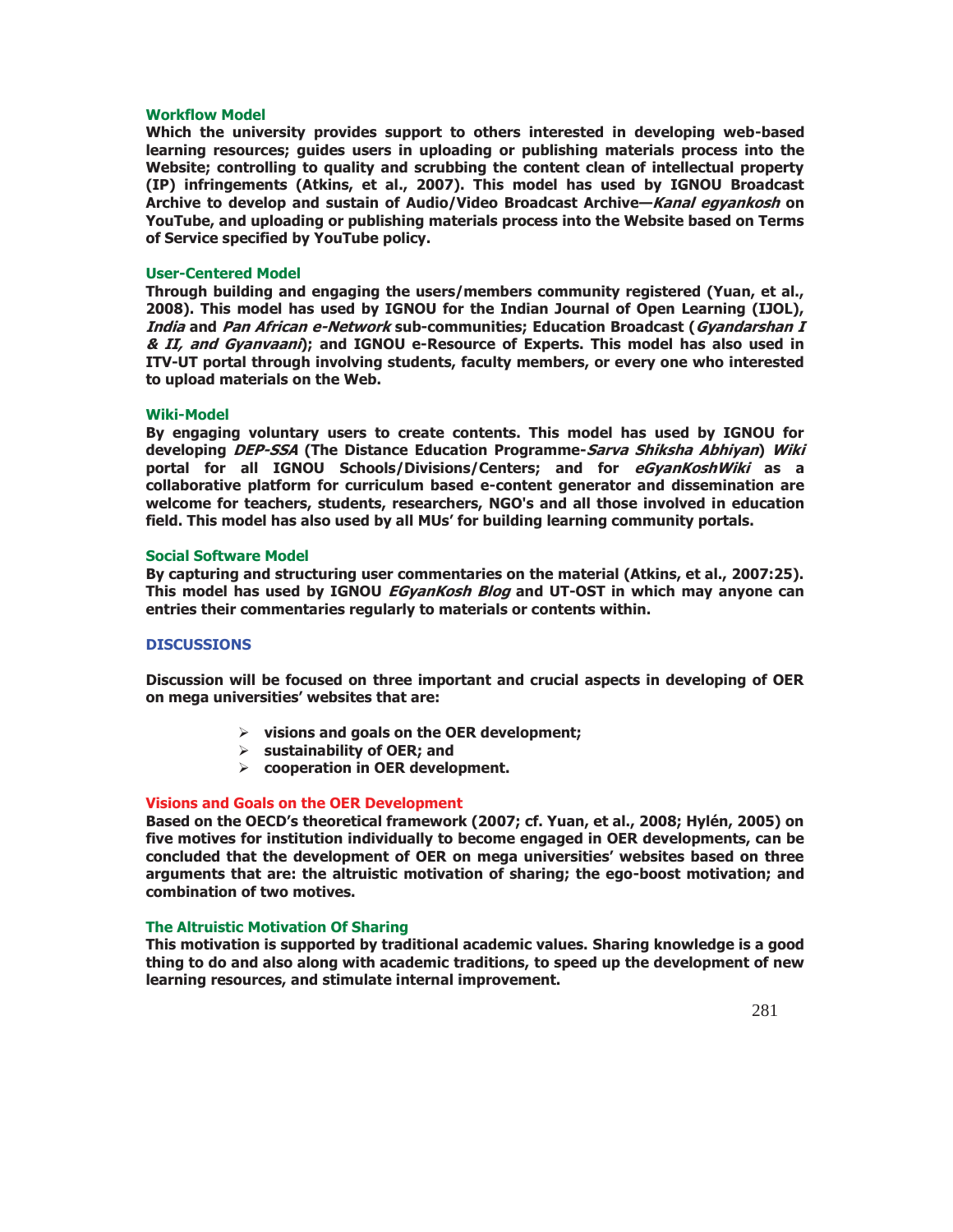### Workflow Model

**Which the university provides support to others interested in developing web-based learning resources; guides users in uploading or publishing materials process into the Website; controlling to quality and scrubbing the content clean of intellectual property (IP) infringements (Atkins, et al., 2007). This model has used by IGNOU Broadcast Archive to develop and sustain of Audio/Video Broadcast Archive—*Kanal egyankosh* on YouTube, and uploading or publishing materials process into the Website based on Terms of Service specified by YouTube policy.**

### User-Centered Model

**Through building and engaging the users/members community registered (Yuan, et al., 2008). This model has used by IGNOU for the Indian Journal of Open Learning (IJOL), *India* and *Pan African e-Network* sub-communities; Education Broadcast (*Gyandarshan I & II, and Gyanvaani*); and IGNOU e-Resource of Experts. This model has also used in ITV-UT portal through involving students, faculty members, or every one who interested to upload materials on the Web.**

### Wiki-Model

**By engaging voluntary users to create contents. This model has used by IGNOU for developing *DEP-SSA* (The Distance Education Programme-*Sarva Shiksha Abhiyan*) *Wiki* portal for all IGNOU Schools/Divisions/Centers; and for *eGyanKoshWiki* as a collaborative platform for curriculum based e-content generator and dissemination are welcome for teachers, students, researchers, NGO's and all those involved in education field. This model has also used by all MUs' for building learning community portals.**

### Social Software Model

**By capturing and structuring user commentaries on the material (Atkins, et al., 2007:25). This model has used by IGNOU *EGyanKosh Blog* and UT-OST in which may anyone can entries their commentaries regularly to materials or contents within.**

## DISCUSSIONS

**Discussion will be focused on three important and crucial aspects in developing of OER on mega universities' websites that are:**

- **visions and goals on the OER development;**
- **sustainability of OER; and**
- **cooperation in OER development.**

### Visions and Goals on the OER Development

**Based on the OECD's theoretical framework (2007; cf. Yuan, et al., 2008; Hylén, 2005) on five motives for institution individually to become engaged in OER developments, can be concluded that the development of OER on mega universities' websites based on three arguments that are: the altruistic motivation of sharing; the ego-boost motivation; and combination of two motives.**

### The Altruistic Motivation Of Sharing

**This motivation is supported by traditional academic values. Sharing knowledge is a good thing to do and also along with academic traditions, to speed up the development of new learning resources, and stimulate internal improvement.**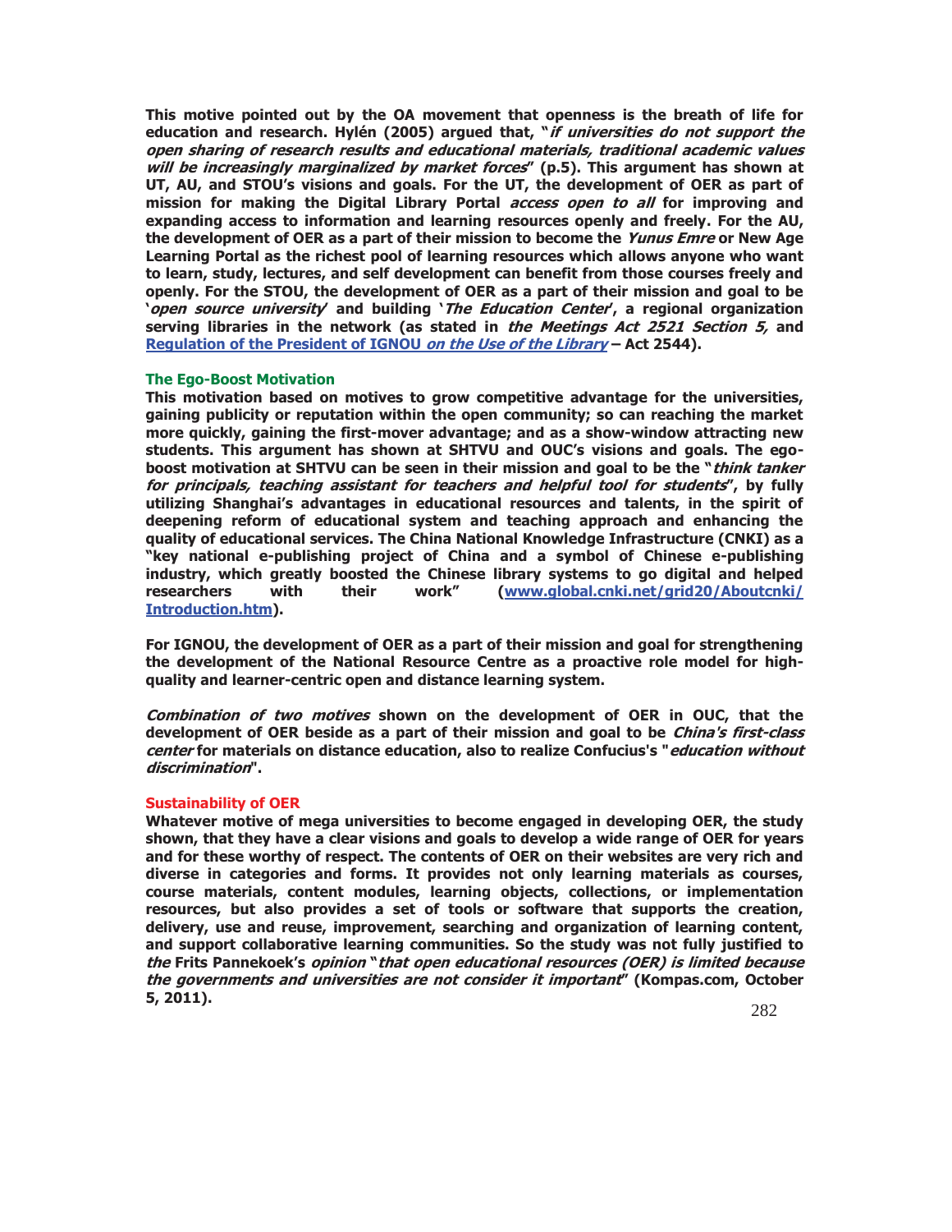This motive pointed out by the OA movement that openness is the breath of life for education and research. Hylén (2005) argued that, "*if universities do not support the open sharing of research results and educational materials, traditional academic values will be increasingly marginalized by market forces*" (p.5). This argument has shown at UT, AU, and STOU's visions and goals. For the UT, the development of OER as part of mission for making the Digital Library Portal *access open to all* for improving and expanding access to information and learning resources openly and freely. For the AU, the development of OER as a part of their mission to become the *Yunus Emre* or New Age Learning Portal as the richest pool of learning resources which allows anyone who want to learn, study, lectures, and self development can benefit from those courses freely and openly. For the STOU, the development of OER as a part of their mission and goal to be '*open source university*' and building '*The Education Center*', a regional organization serving libraries in the network (as stated in *the Meetings Act 2521 Section 5,* and Regulation of the President of IGNOU *on the Use of the Library* – Act 2544).

### The Ego-Boost Motivation

This motivation based on motives to grow competitive advantage for the universities, gaining publicity or reputation within the open community; so can reaching the market more quickly, gaining the first-mover advantage; and as a show-window attracting new students. This argument has shown at SHTVU and OUC's visions and goals. The ego-boost motivation at SHTVU can be seen in their mission and goal to be the "*think tanker for principals, teaching assistant for teachers and helpful tool for students*", by fully utilizing Shanghai's advantages in educational resources and talents, in the spirit of deepening reform of educational system and teaching approach and enhancing the quality of educational services. The China National Knowledge Infrastructure (CNKI) as a "key national e-publishing project of China and a symbol of Chinese e-publishing industry, which greatly boosted the Chinese library systems to go digital and helped researchers with their work" (www.global.cnki.net/grid20/Aboutcnki/Introduction.htm).

For IGNOU, the development of OER as a part of their mission and goal for strengthening the development of the National Resource Centre as a proactive role model for high-quality and learner-centric open and distance learning system.

*Combination of two motives* shown on the development of OER in OUC, that the development of OER beside as a part of their mission and goal to be *China's first-class center* for materials on distance education, also to realize Confucius's "*education without discrimination*".

### Sustainability of OER

Whatever motive of mega universities to become engaged in developing OER, the study shown, that they have a clear visions and goals to develop a wide range of OER for years and for these worthy of respect. The contents of OER on their websites are very rich and diverse in categories and forms. It provides not only learning materials as courses, course materials, content modules, learning objects, collections, or implementation resources, but also provides a set of tools or software that supports the creation, delivery, use and reuse, improvement, searching and organization of learning content, and support collaborative learning communities. So the study was not fully justified to *the* Frits Pannekoek's *opinion* "*that open educational resources (OER) is limited because the governments and universities are not consider it important*" (Kompas.com, October 5, 2011).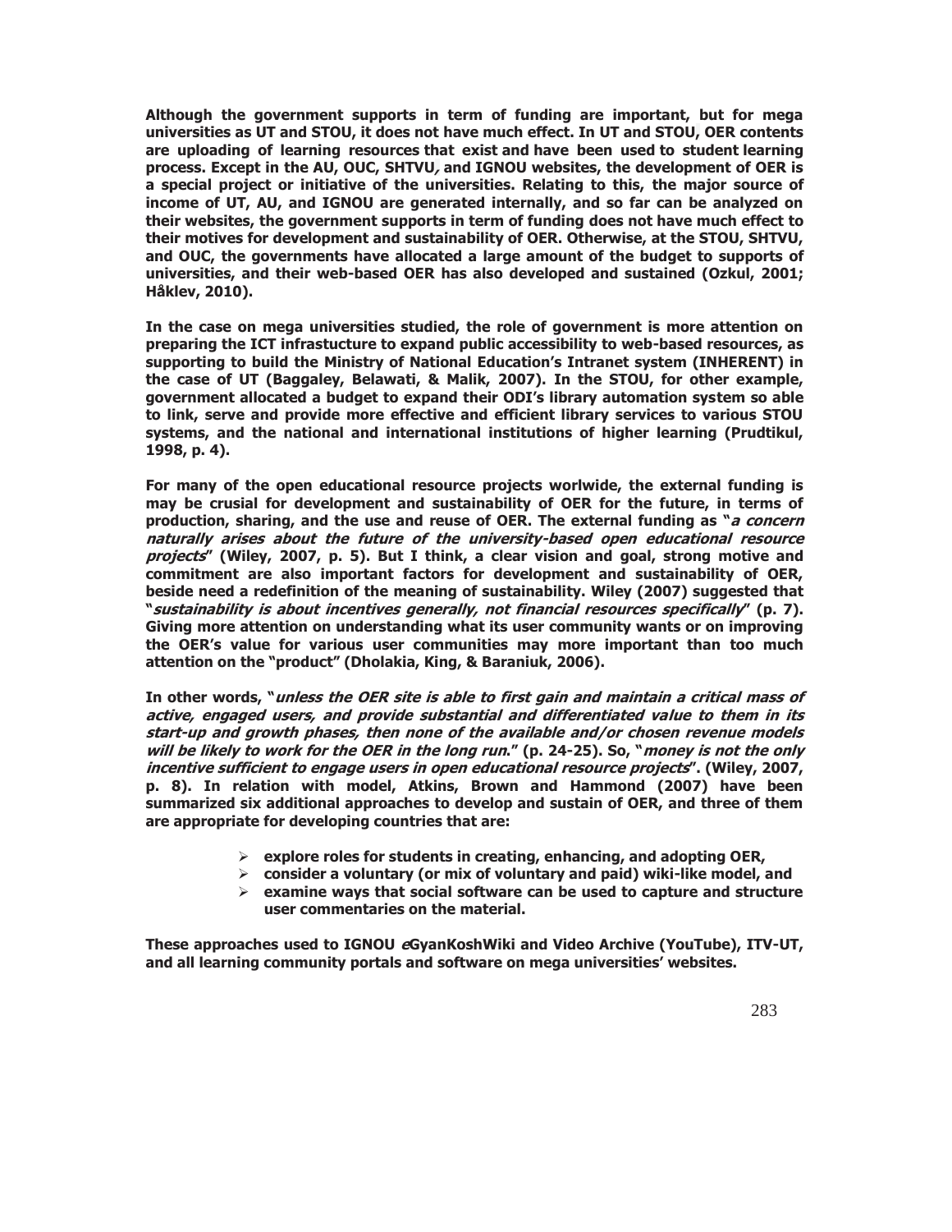Although the government supports in term of funding are important, but for mega universities as UT and STOU, it does not have much effect. In UT and STOU, OER contents are uploading of learning resources that exist and have been used to student learning process. Except in the AU, OUC, SHTVU, and IGNOU websites, the development of OER is a special project or initiative of the universities. Relating to this, the major source of income of UT, AU, and IGNOU are generated internally, and so far can be analyzed on their websites, the government supports in term of funding does not have much effect to their motives for development and sustainability of OER. Otherwise, at the STOU, SHTVU, and OUC, the governments have allocated a large amount of the budget to supports of universities, and their web-based OER has also developed and sustained (Ozkul, 2001; Håklev, 2010).

In the case on mega universities studied, the role of government is more attention on preparing the ICT infrastucture to expand public accessibility to web-based resources, as supporting to build the Ministry of National Education's Intranet system (INHERENT) in the case of UT (Baggaley, Belawati, & Malik, 2007). In the STOU, for other example, government allocated a budget to expand their ODI's library automation system so able to link, serve and provide more effective and efficient library services to various STOU systems, and the national and international institutions of higher learning (Prudtikul, 1998, p. 4).

For many of the open educational resource projects worlwide, the external funding is may be crusial for development and sustainability of OER for the future, in terms of production, sharing, and the use and reuse of OER. The external funding as "*a concern naturally arises about the future of the university-based open educational resource projects*" (Wiley, 2007, p. 5). But I think, a clear vision and goal, strong motive and commitment are also important factors for development and sustainability of OER, beside need a redefinition of the meaning of sustainability. Wiley (2007) suggested that "*sustainability is about incentives generally, not financial resources specifically*" (p. 7). Giving more attention on understanding what its user community wants or on improving the OER's value for various user communities may more important than too much attention on the "product" (Dholakia, King, & Baraniuk, 2006).

In other words, "*unless the OER site is able to first gain and maintain a critical mass of active, engaged users, and provide substantial and differentiated value to them in its start-up and growth phases, then none of the available and/or chosen revenue models will be likely to work for the OER in the long run.*" (p. 24-25). So, "*money is not the only incentive sufficient to engage users in open educational resource projects*". (Wiley, 2007, p. 8). In relation with model, Atkins, Brown and Hammond (2007) have been summarized six additional approaches to develop and sustain of OER, and three of them are appropriate for developing countries that are:

- explore roles for students in creating, enhancing, and adopting OER,
- consider a voluntary (or mix of voluntary and paid) wiki-like model, and
- examine ways that social software can be used to capture and structure user commentaries on the material.

These approaches used to IGNOU *e*GyanKoshWiki and Video Archive (YouTube), ITV-UT, and all learning community portals and software on mega universities' websites.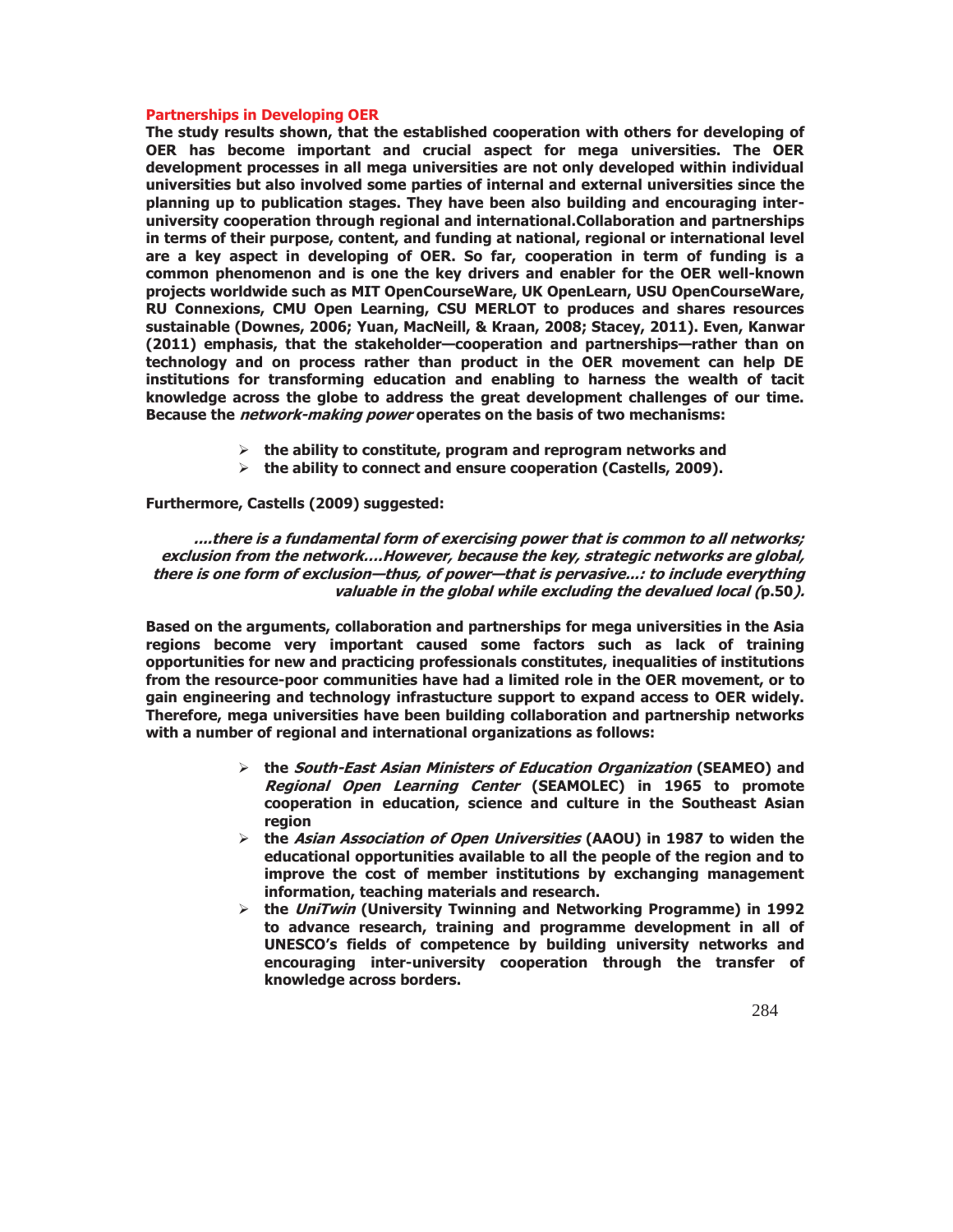## Partnerships in Developing OER

The study results shown, that the established cooperation with others for developing of OER has become important and crucial aspect for mega universities. The OER development processes in all mega universities are not only developed within individual universities but also involved some parties of internal and external universities since the planning up to publication stages. They have been also building and encouraging inter-university cooperation through regional and international.Collaboration and partnerships in terms of their purpose, content, and funding at national, regional or international level are a key aspect in developing of OER. So far, cooperation in term of funding is a common phenomenon and is one the key drivers and enabler for the OER well-known projects worldwide such as MIT OpenCourseWare, UK OpenLearn, USU OpenCourseWare, RU Connexions, CMU Open Learning, CSU MERLOT to produces and shares resources sustainable (Downes, 2006; Yuan, MacNeill, & Kraan, 2008; Stacey, 2011). Even, Kanwar (2011) emphasis, that the stakeholder—cooperation and partnerships—rather than on technology and on process rather than product in the OER movement can help DE institutions for transforming education and enabling to harness the wealth of tacit knowledge across the globe to address the great development challenges of our time. Because the *network-making power* operates on the basis of two mechanisms:

- the ability to constitute, program and reprogram networks and
- the ability to connect and ensure cooperation (Castells, 2009).

Furthermore, Castells (2009) suggested:

> *....there is a fundamental form of exercising power that is common to all networks; exclusion from the network....However, because the key, strategic networks are global, there is one form of exclusion—thus, of power—that is pervasive...: to include everything valuable in the global while excluding the devalued local (*p.50*).*

Based on the arguments, collaboration and partnerships for mega universities in the Asia regions become very important caused some factors such as lack of training opportunities for new and practicing professionals constitutes, inequalities of institutions from the resource-poor communities have had a limited role in the OER movement, or to gain engineering and technology infrastucture support to expand access to OER widely. Therefore, mega universities have been building collaboration and partnership networks with a number of regional and international organizations as follows:

- the *South-East Asian Ministers of Education Organization* (SEAMEO) and *Regional Open Learning Center* (SEAMOLEC) in 1965 to promote cooperation in education, science and culture in the Southeast Asian region
- the *Asian Association of Open Universities* (AAOU) in 1987 to widen the educational opportunities available to all the people of the region and to improve the cost of member institutions by exchanging management information, teaching materials and research.
- the *UniTwin* (University Twinning and Networking Programme) in 1992 to advance research, training and programme development in all of UNESCO's fields of competence by building university networks and encouraging inter-university cooperation through the transfer of knowledge across borders.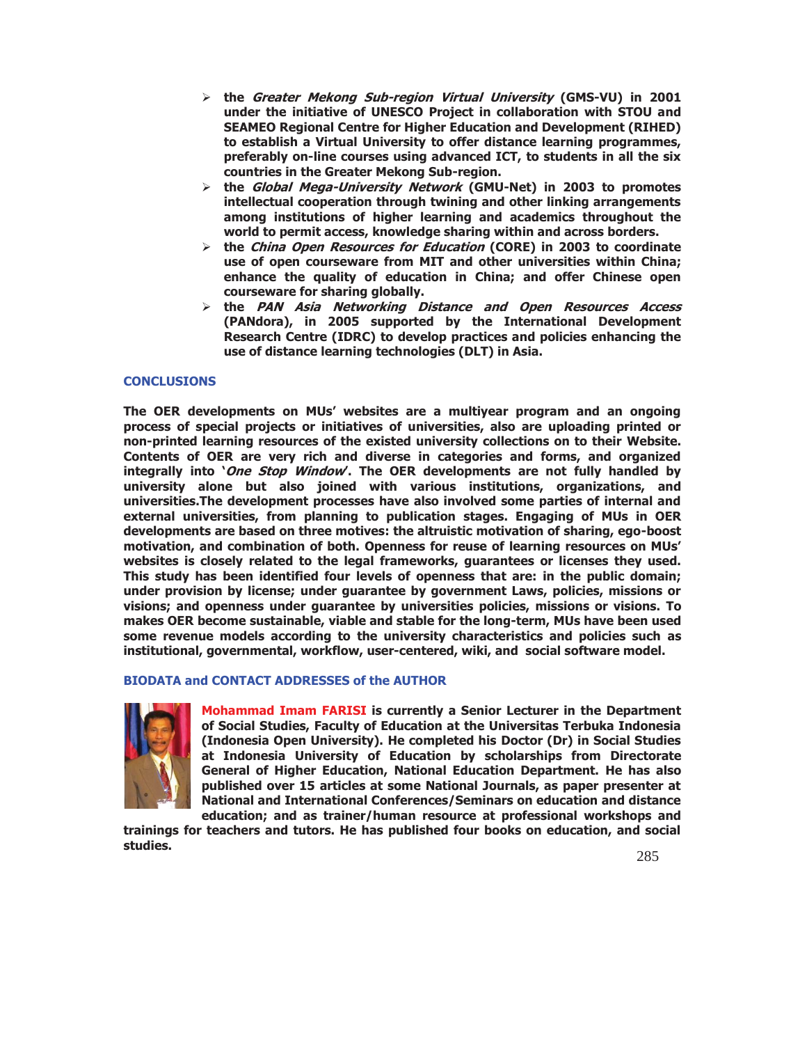- the *Greater Mekong Sub-region Virtual University* (GMS-VU) in 2001 under the initiative of UNESCO Project in collaboration with STOU and SEAMEO Regional Centre for Higher Education and Development (RIHED) to establish a Virtual University to offer distance learning programmes, preferably on-line courses using advanced ICT, to students in all the six countries in the Greater Mekong Sub-region.
- the *Global Mega-University Network* (GMU-Net) in 2003 to promotes intellectual cooperation through twining and other linking arrangements among institutions of higher learning and academics throughout the world to permit access, knowledge sharing within and across borders.
- the *China Open Resources for Education* (CORE) in 2003 to coordinate use of open courseware from MIT and other universities within China; enhance the quality of education in China; and offer Chinese open courseware for sharing globally.
- the *PAN Asia Networking Distance and Open Resources Access* (PANdora), in 2005 supported by the International Development Research Centre (IDRC) to develop practices and policies enhancing the use of distance learning technologies (DLT) in Asia.

## CONCLUSIONS

The OER developments on MUs' websites are a multiyear program and an ongoing process of special projects or initiatives of universities, also are uploading printed or non-printed learning resources of the existed university collections on to their Website. Contents of OER are very rich and diverse in categories and forms, and organized integrally into '*One Stop Window*'. The OER developments are not fully handled by university alone but also joined with various institutions, organizations, and universities.The development processes have also involved some parties of internal and external universities, from planning to publication stages. Engaging of MUs in OER developments are based on three motives: the altruistic motivation of sharing, ego-boost motivation, and combination of both. Openness for reuse of learning resources on MUs' websites is closely related to the legal frameworks, guarantees or licenses they used. This study has been identified four levels of openness that are: in the public domain; under provision by license; under guarantee by government Laws, policies, missions or visions; and openness under guarantee by universities policies, missions or visions. To makes OER become sustainable, viable and stable for the long-term, MUs have been used some revenue models according to the university characteristics and policies such as institutional, governmental, workflow, user-centered, wiki, and social software model.

## BIODATA and CONTACT ADDRESSES of the AUTHOR

**Mohammad Imam FARISI** is currently a Senior Lecturer in the Department of Social Studies, Faculty of Education at the Universitas Terbuka Indonesia (Indonesia Open University). He completed his Doctor (Dr) in Social Studies at Indonesia University of Education by scholarships from Directorate General of Higher Education, National Education Department. He has also published over 15 articles at some National Journals, as paper presenter at National and International Conferences/Seminars on education and distance education; and as trainer/human resource at professional workshops and trainings for teachers and tutors. He has published four books on education, and social studies.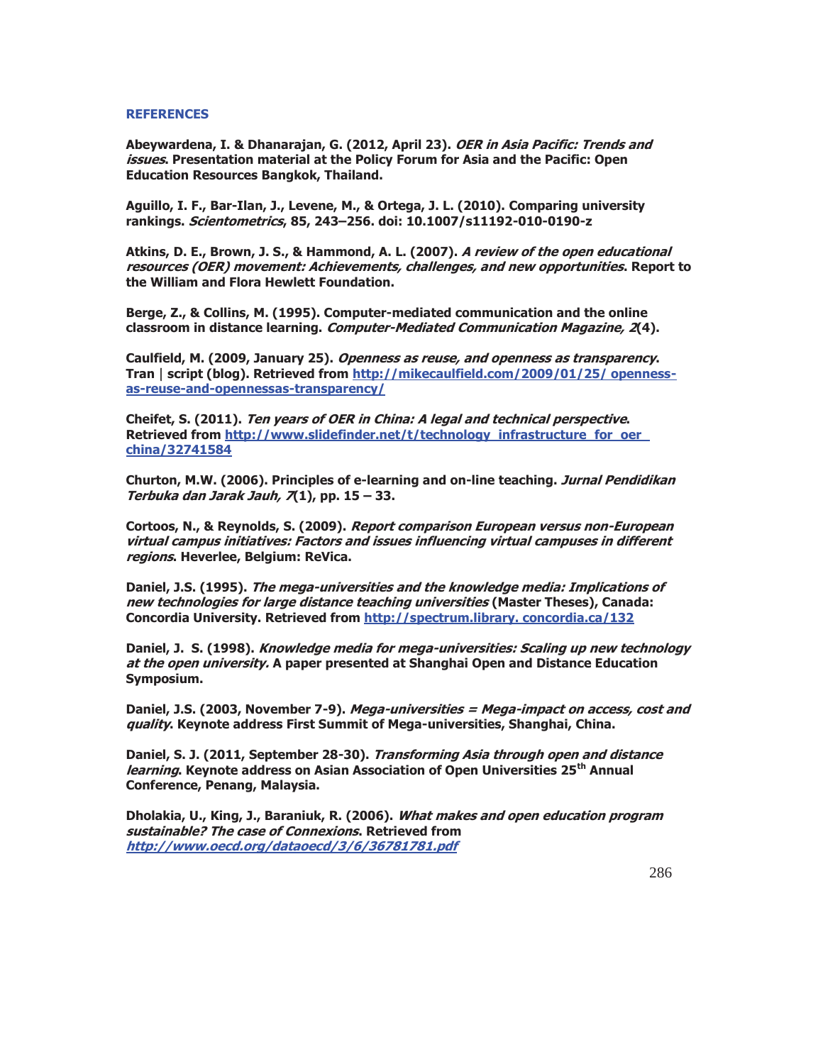## REFERENCES

Abeywardena, I. & Dhanarajan, G. (2012, April 23). *OER in Asia Pacific: Trends and issues*. Presentation material at the Policy Forum for Asia and the Pacific: Open Education Resources Bangkok, Thailand.

Aguillo, I. F., Bar-Ilan, J., Levene, M., & Ortega, J. L. (2010). Comparing university rankings. *Scientometrics*, 85, 243–256. doi: 10.1007/s11192-010-0190-z

Atkins, D. E., Brown, J. S., & Hammond, A. L. (2007). *A review of the open educational resources (OER) movement: Achievements, challenges, and new opportunities*. Report to the William and Flora Hewlett Foundation.

Berge, Z., & Collins, M. (1995). Computer-mediated communication and the online classroom in distance learning. *Computer-Mediated Communication Magazine, 2*(4).

Caulfield, M. (2009, January 25). *Openness as reuse, and openness as transparency*. Tran | script (blog). Retrieved from http://mikecaulfield.com/2009/01/25/ openness-as-reuse-and-opennessas-transparency/

Cheifet, S. (2011). *Ten years of OER in China: A legal and technical perspective*. Retrieved from http://www.slidefinder.net/t/technology_infrastructure_for_oer_ china/32741584

Churton, M.W. (2006). Principles of e-learning and on-line teaching. *Jurnal Pendidikan Terbuka dan Jarak Jauh, 7*(1), pp. 15 – 33.

Cortoos, N., & Reynolds, S. (2009). *Report comparison European versus non-European virtual campus initiatives: Factors and issues influencing virtual campuses in different regions*. Heverlee, Belgium: ReVica.

Daniel, J.S. (1995). *The mega-universities and the knowledge media: Implications of new technologies for large distance teaching universities* (Master Theses), Canada: Concordia University. Retrieved from http://spectrum.library. concordia.ca/132

Daniel, J. S. (1998). *Knowledge media for mega-universities: Scaling up new technology at the open university.* A paper presented at Shanghai Open and Distance Education Symposium.

Daniel, J.S. (2003, November 7-9). *Mega-universities = Mega-impact on access, cost and quality*. Keynote address First Summit of Mega-universities, Shanghai, China.

Daniel, S. J. (2011, September 28-30). *Transforming Asia through open and distance learning*. Keynote address on Asian Association of Open Universities 25th Annual Conference, Penang, Malaysia.

Dholakia, U., King, J., Baraniuk, R. (2006). *What makes and open education program sustainable? The case of Connexions*. Retrieved from *http://www.oecd.org/dataoecd/3/6/36781781.pdf*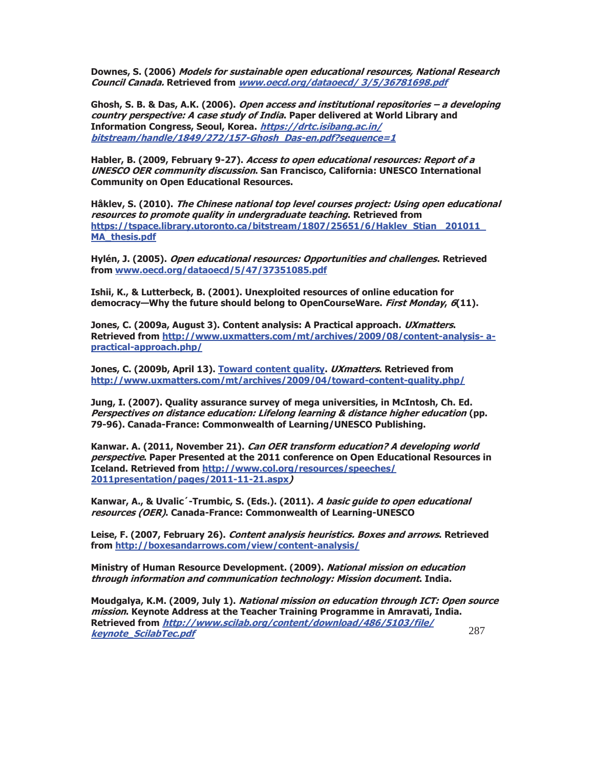Downes, S. (2006) *Models for sustainable open educational resources, National Research Council Canada.* Retrieved from *www.oecd.org/dataoecd/ 3/5/36781698.pdf*

Ghosh, S. B. & Das, A.K. (2006). *Open access and institutional repositories – a developing country perspective: A case study of India*. Paper delivered at World Library and Information Congress, Seoul, Korea. *https://drtc.isibang.ac.in/ bitstream/handle/1849/272/157-Ghosh_Das-en.pdf?sequence=1*

Habler, B. (2009, February 9-27). *Access to open educational resources: Report of a UNESCO OER community discussion*. San Francisco, California: UNESCO International Community on Open Educational Resources.

Håklev, S. (2010). *The Chinese national top level courses project: Using open educational resources to promote quality in undergraduate teaching*. Retrieved from https://tspace.library.utoronto.ca/bitstream/1807/25651/6/Haklev_Stian__201011_MA_thesis.pdf

Hylén, J. (2005). *Open educational resources: Opportunities and challenges*. Retrieved from www.oecd.org/dataoecd/5/47/37351085.pdf

Ishii, K., & Lutterbeck, B. (2001). Unexploited resources of online education for democracy—Why the future should belong to OpenCourseWare. *First Monday*, *6*(11).

Jones, C. (2009a, August 3). Content analysis: A Practical approach. *UXmatters*. Retrieved from http://www.uxmatters.com/mt/archives/2009/08/content-analysis- a-practical-approach.php/

Jones, C. (2009b, April 13). Toward content quality. *UXmatters*. Retrieved from http://www.uxmatters.com/mt/archives/2009/04/toward-content-quality.php/

Jung, I. (2007). Quality assurance survey of mega universities, in McIntosh, Ch. Ed. *Perspectives on distance education: Lifelong learning & distance higher education* (pp. 79-96). Canada-France: Commonwealth of Learning/UNESCO Publishing.

Kanwar. A. (2011, November 21). *Can OER transform education? A developing world perspective*. Paper Presented at the 2011 conference on Open Educational Resources in Iceland. Retrieved from http://www.col.org/resources/speeches/ 2011presentation/pages/2011-11-21.aspx*)*

Kanwar, A., & Uvalic´-Trumbic, S. (Eds.). (2011). *A basic guide to open educational resources (OER)*. Canada-France: Commonwealth of Learning-UNESCO

Leise, F. (2007, February 26). *Content analysis heuristics. Boxes and arrows*. Retrieved from http://boxesandarrows.com/view/content-analysis/

Ministry of Human Resource Development. (2009). *National mission on education through information and communication technology: Mission document*. India.

Moudgalya, K.M. (2009, July 1). *National mission on education through ICT: Open source mission*. Keynote Address at the Teacher Training Programme in Amravati, India. Retrieved from *http://www.scilab.org/content/download/486/5103/file/ keynote_ScilabTec.pdf*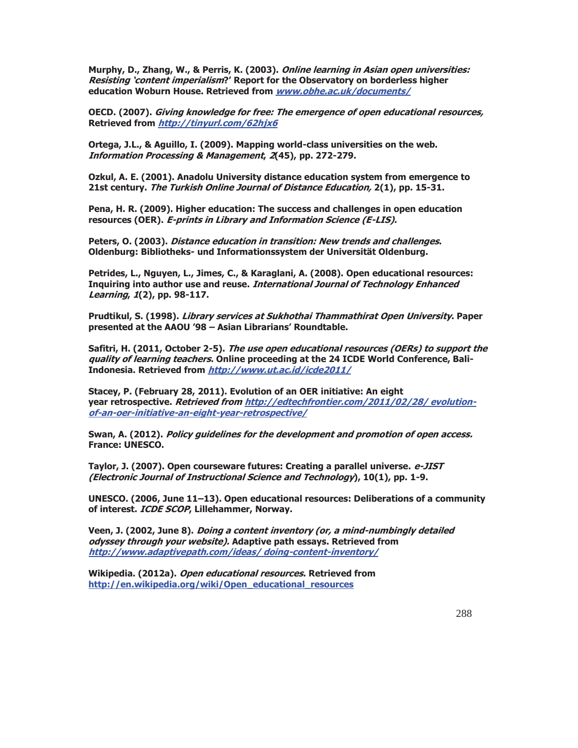Murphy, D., Zhang, W., & Perris, K. (2003). *Online learning in Asian open universities: Resisting 'content imperialism?'* Report for the Observatory on borderless higher education Woburn House. Retrieved from *www.obhe.ac.uk/documents/*

OECD. (2007). *Giving knowledge for free: The emergence of open educational resources,* Retrieved from *http://tinyurl.com/62hjx6*

Ortega, J.L., & Aguillo, I. (2009). Mapping world-class universities on the web. *Information Processing & Management, 2*(45), pp. 272-279.

Ozkul, A. E. (2001). Anadolu University distance education system from emergence to 21st century. *The Turkish Online Journal of Distance Education,* 2(1), pp. 15-31.

Pena, H. R. (2009). Higher education: The success and challenges in open education resources (OER). *E-prints in Library and Information Science (E-LIS).*

Peters, O. (2003). *Distance education in transition: New trends and challenges*. Oldenburg: Bibliotheks- und Informationssystem der Universität Oldenburg.

Petrides, L., Nguyen, L., Jimes, C., & Karaglani, A. (2008). Open educational resources: Inquiring into author use and reuse. *International Journal of Technology Enhanced Learning, 1*(2), pp. 98-117.

Prudtikul, S. (1998). *Library services at Sukhothai Thammathirat Open University*. Paper presented at the AAOU '98 – Asian Librarians' Roundtable.

Safitri, H. (2011, October 2-5). *The use open educational resources (OERs) to support the quality of learning teachers*. Online proceeding at the 24 ICDE World Conference, Bali-Indonesia. Retrieved from *http://www.ut.ac.id/icde2011/*

Stacey, P. (February 28, 2011). Evolution of an OER initiative: An eight year retrospective. *Retrieved from http://edtechfrontier.com/2011/02/28/ evolution-of-an-oer-initiative-an-eight-year-retrospective/*

Swan, A. (2012). *Policy guidelines for the development and promotion of open access.* France: UNESCO.

Taylor, J. (2007). Open courseware futures: Creating a parallel universe. *e-JIST (Electronic Journal of Instructional Science and Technology*), 10(1), pp. 1-9.

UNESCO. (2006, June 11–13). Open educational resources: Deliberations of a community of interest. *ICDE SCOP*, Lillehammer, Norway.

Veen, J. (2002, June 8). *Doing a content inventory (or, a mind-numbingly detailed odyssey through your website).* Adaptive path essays. Retrieved from *http://www.adaptivepath.com/ideas/ doing-content-inventory/*

Wikipedia. (2012a). *Open educational resources*. Retrieved from http://en.wikipedia.org/wiki/Open_educational_resources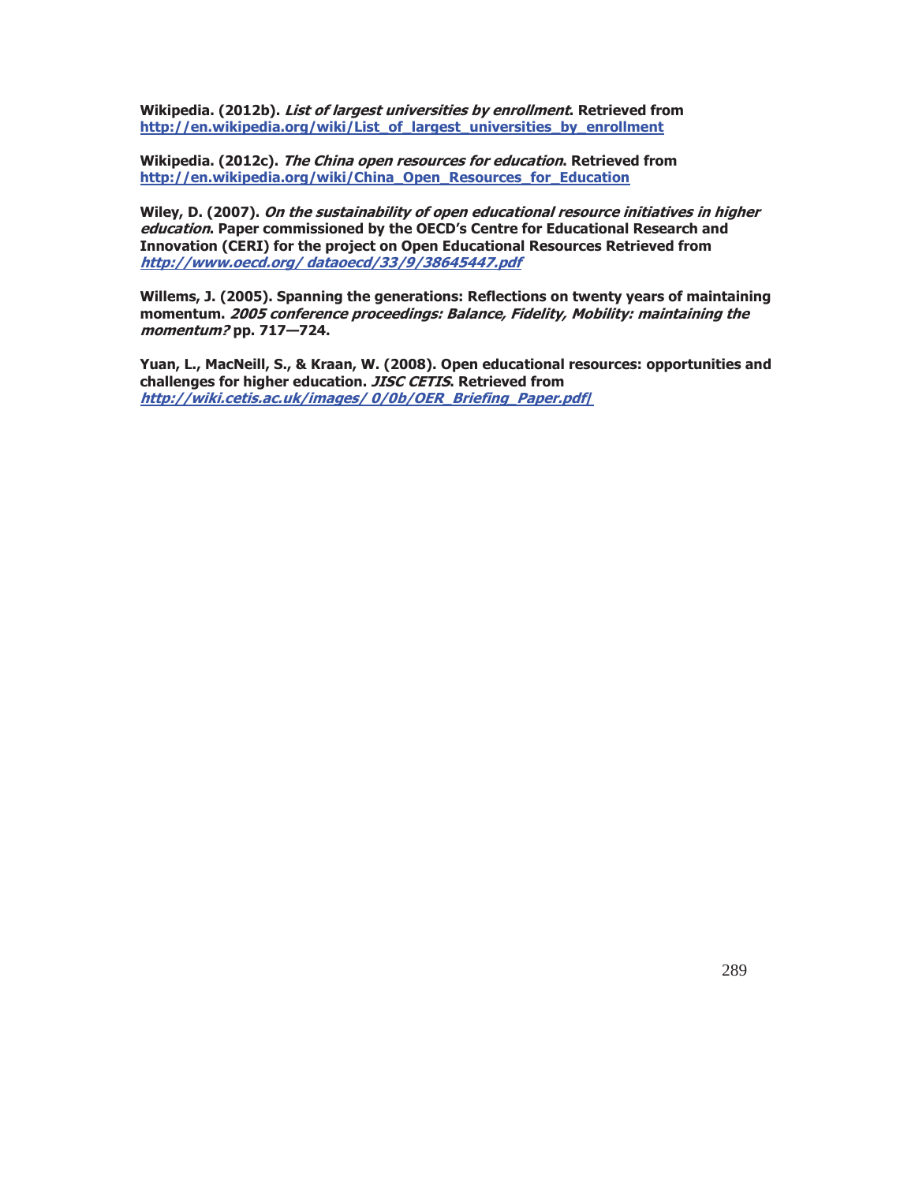**Wikipedia. (2012b).** ***List of largest universities by enrollment*****. Retrieved from** **http://en.wikipedia.org/wiki/List_of_largest_universities_by_enrollment**

**Wikipedia. (2012c).** ***The China open resources for education*****. Retrieved from** **http://en.wikipedia.org/wiki/China_Open_Resources_for_Education**

**Wiley, D. (2007).** ***On the sustainability of open educational resource initiatives in higher education*****. Paper commissioned by the OECD's Centre for Educational Research and Innovation (CERI) for the project on Open Educational Resources Retrieved from** ***http://www.oecd.org/ dataoecd/33/9/38645447.pdf***

**Willems, J. (2005). Spanning the generations: Reflections on twenty years of maintaining momentum.** ***2005 conference proceedings: Balance, Fidelity, Mobility: maintaining the momentum?*** **pp. 717—724.**

**Yuan, L., MacNeill, S., & Kraan, W. (2008). Open educational resources: opportunities and challenges for higher education.** ***JISC CETIS*****. Retrieved from** ***http://wiki.cetis.ac.uk/images/ 0/0b/OER_Briefing_Paper.pdf|***